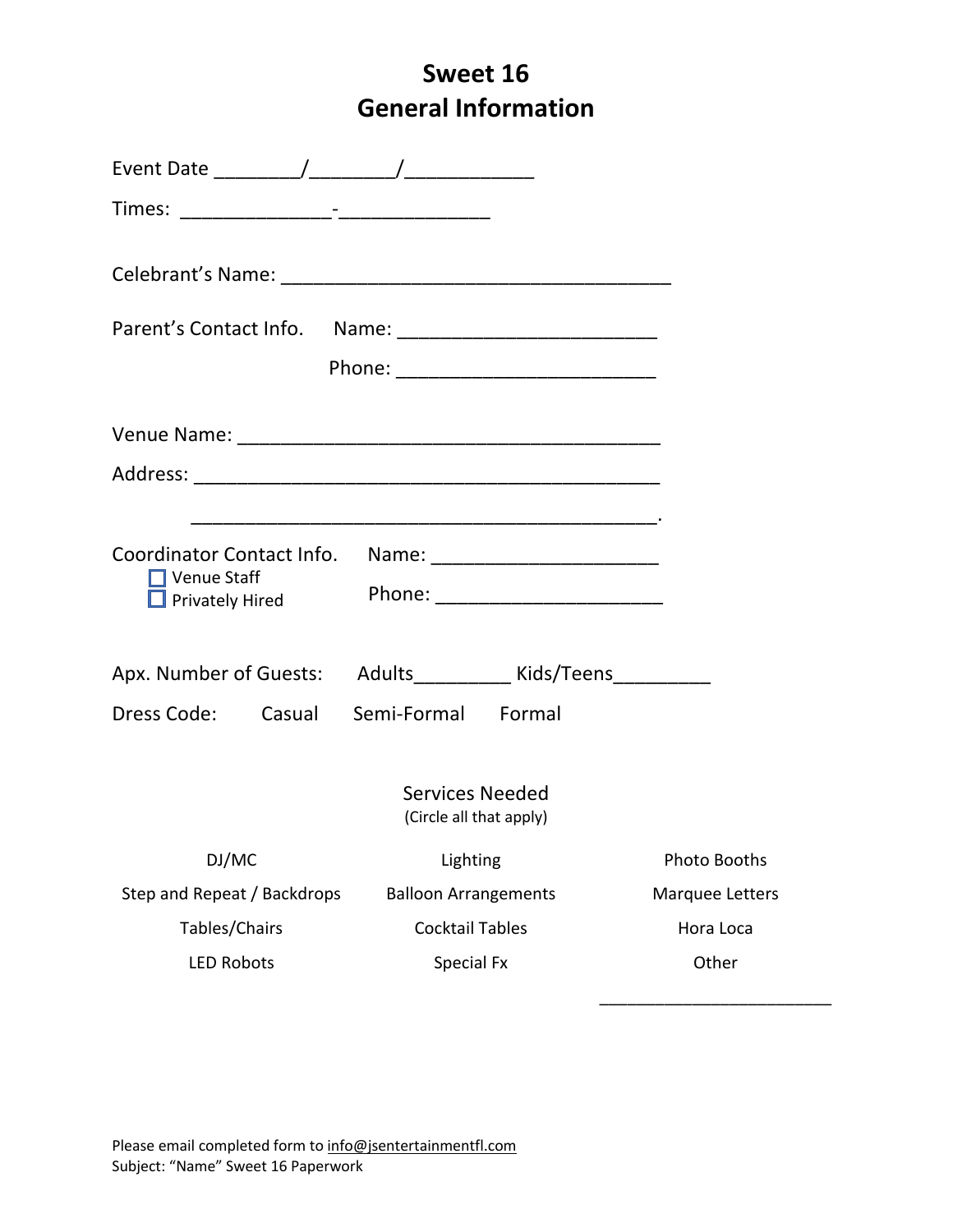# Sweet 16
# General Information

Event Date ________/________/____________

Times: ______________-______________

Celebrant's Name: ____________________________________

Parent's Contact Info. Name: ________________________

Phone: ________________________

Venue Name: ________________________________________

Address: ____________________________________________

____________________________________________.

Coordinator Contact Info. Name: _____________________

- ☐ Venue Staff
- ☐ Privately Hired

Phone: _____________________

Apx. Number of Guests: Adults_________ Kids/Teens_________

Dress Code: Casual Semi-Formal Formal

## Services Needed

(Circle all that apply)

| | | |
|---|---|---|
| DJ/MC | Lighting | Photo Booths |
| Step and Repeat / Backdrops | Balloon Arrangements | Marquee Letters |
| Tables/Chairs | Cocktail Tables | Hora Loca |
| LED Robots | Special Fx | Other |
| | | ________________________ |

Please email completed form to info@jsentertainmentfl.com
Subject: "Name" Sweet 16 Paperwork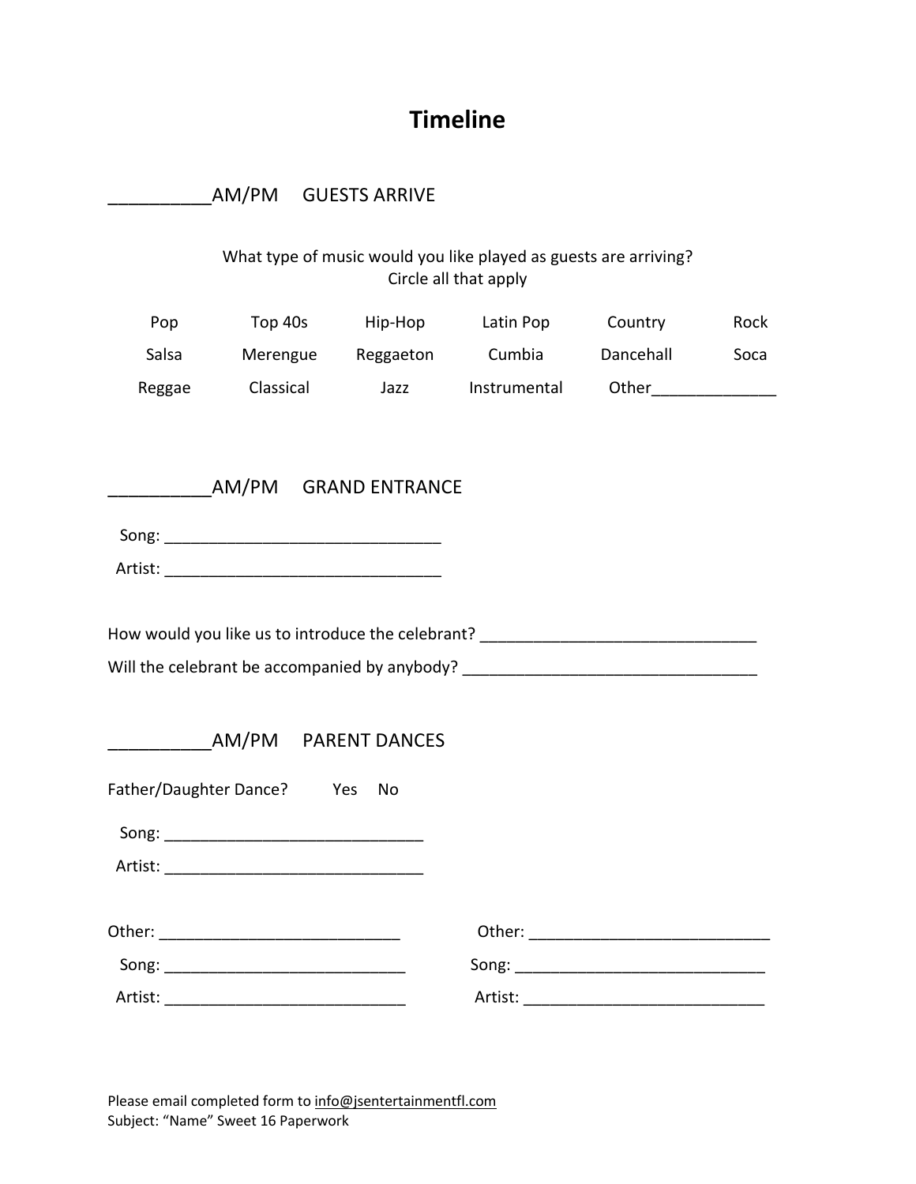# Timeline

__________AM/PM GUESTS ARRIVE

What type of music would you like played as guests are arriving?
Circle all that apply

| Pop | Top 40s | Hip-Hop | Latin Pop | Country | Rock |
|---|---|---|---|---|---|
| Salsa | Merengue | Reggaeton | Cumbia | Dancehall | Soca |
| Reggae | Classical | Jazz | Instrumental | Other______________ | |

__________AM/PM GRAND ENTRANCE

Song: _______________________________

Artist: _______________________________

How would you like us to introduce the celebrant? _______________________________

Will the celebrant be accompanied by anybody? _________________________________

__________AM/PM PARENT DANCES

Father/Daughter Dance? Yes No

Song: _____________________________

Artist: _____________________________

Other: ___________________________

Song: ___________________________

Artist: ___________________________

Other: ___________________________

Song: _____________________________

Artist: ___________________________

Please email completed form to info@jsentertainmentfl.com
Subject: "Name" Sweet 16 Paperwork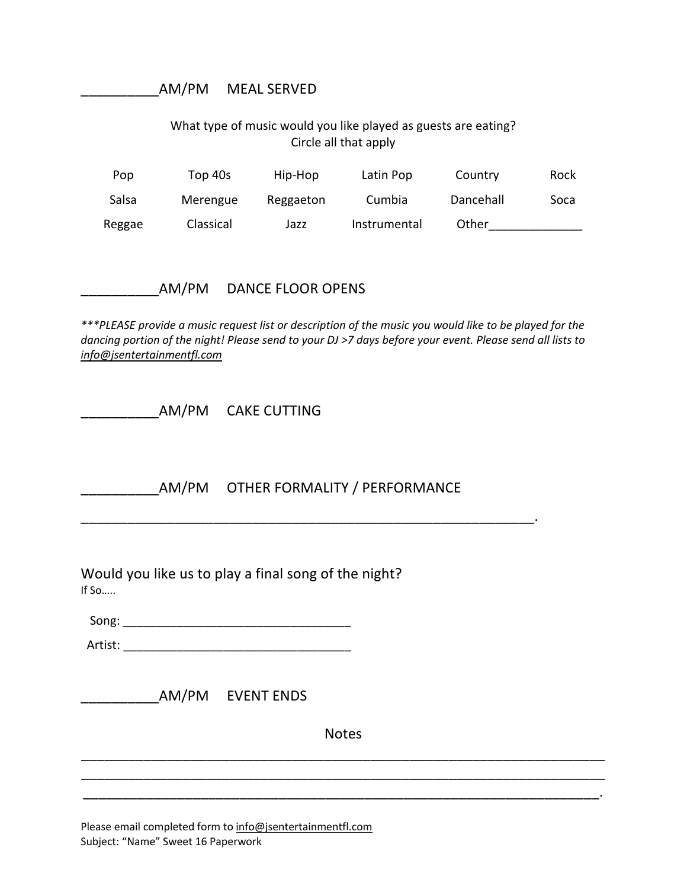__________AM/PM MEAL SERVED

What type of music would you like played as guests are eating?
Circle all that apply

| | | | | | |
|---|---|---|---|---|---|
| Pop | Top 40s | Hip-Hop | Latin Pop | Country | Rock |
| Salsa | Merengue | Reggaeton | Cumbia | Dancehall | Soca |
| Reggae | Classical | Jazz | Instrumental | Other_____________ | |

__________AM/PM DANCE FLOOR OPENS

****PLEASE provide a music request list or description of the music you would like to be played for the dancing portion of the night! Please send to your DJ >7 days before your event. Please send all lists to info@jsentertainmentfl.com*

__________AM/PM CAKE CUTTING

__________AM/PM OTHER FORMALITY / PERFORMANCE

_______________________________________________________________.

Would you like us to play a final song of the night?
If So…..

Song: _________________________________

Artist: _________________________________

__________AM/PM EVENT ENDS

Notes

___________________________________________________________________________
___________________________________________________________________________
__________________________________________________________________________.

Please email completed form to info@jsentertainmentfl.com
Subject: "Name" Sweet 16 Paperwork